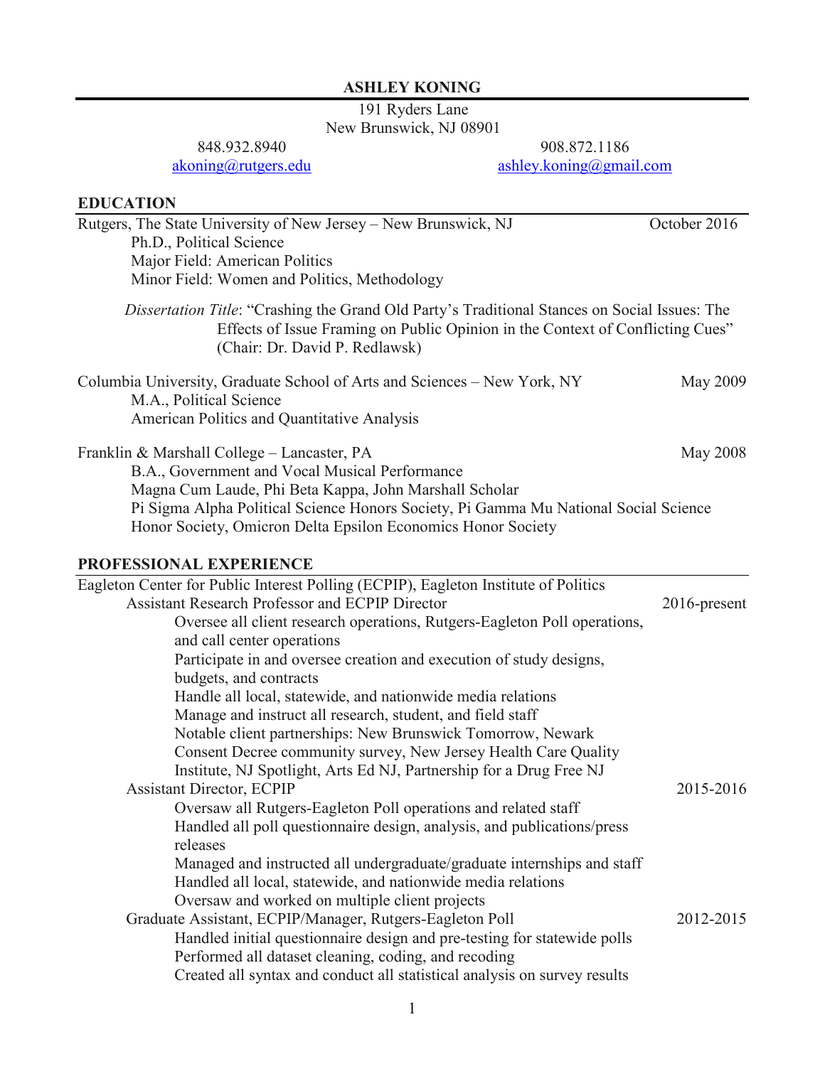# ASHLEY KONING

191 Ryders Lane
New Brunswick, NJ 08901

848.932.8940
akoning@rutgers.edu

908.872.1186
ashley.koning@gmail.com

## EDUCATION

Rutgers, The State University of New Jersey – New Brunswick, NJ — October 2016
- Ph.D., Political Science
- Major Field: American Politics
- Minor Field: Women and Politics, Methodology

*Dissertation Title*: "Crashing the Grand Old Party's Traditional Stances on Social Issues: The Effects of Issue Framing on Public Opinion in the Context of Conflicting Cues" (Chair: Dr. David P. Redlawsk)

Columbia University, Graduate School of Arts and Sciences – New York, NY — May 2009
- M.A., Political Science
- American Politics and Quantitative Analysis

Franklin & Marshall College – Lancaster, PA — May 2008
- B.A., Government and Vocal Musical Performance
- Magna Cum Laude, Phi Beta Kappa, John Marshall Scholar
- Pi Sigma Alpha Political Science Honors Society, Pi Gamma Mu National Social Science Honor Society, Omicron Delta Epsilon Economics Honor Society

## PROFESSIONAL EXPERIENCE

Eagleton Center for Public Interest Polling (ECPIP), Eagleton Institute of Politics

**Assistant Research Professor and ECPIP Director** — 2016-present
- Oversee all client research operations, Rutgers-Eagleton Poll operations, and call center operations
- Participate in and oversee creation and execution of study designs, budgets, and contracts
- Handle all local, statewide, and nationwide media relations
- Manage and instruct all research, student, and field staff
- Notable client partnerships: New Brunswick Tomorrow, Newark Consent Decree community survey, New Jersey Health Care Quality Institute, NJ Spotlight, Arts Ed NJ, Partnership for a Drug Free NJ

**Assistant Director, ECPIP** — 2015-2016
- Oversaw all Rutgers-Eagleton Poll operations and related staff
- Handled all poll questionnaire design, analysis, and publications/press releases
- Managed and instructed all undergraduate/graduate internships and staff
- Handled all local, statewide, and nationwide media relations
- Oversaw and worked on multiple client projects

**Graduate Assistant, ECPIP/Manager, Rutgers-Eagleton Poll** — 2012-2015
- Handled initial questionnaire design and pre-testing for statewide polls
- Performed all dataset cleaning, coding, and recoding
- Created all syntax and conduct all statistical analysis on survey results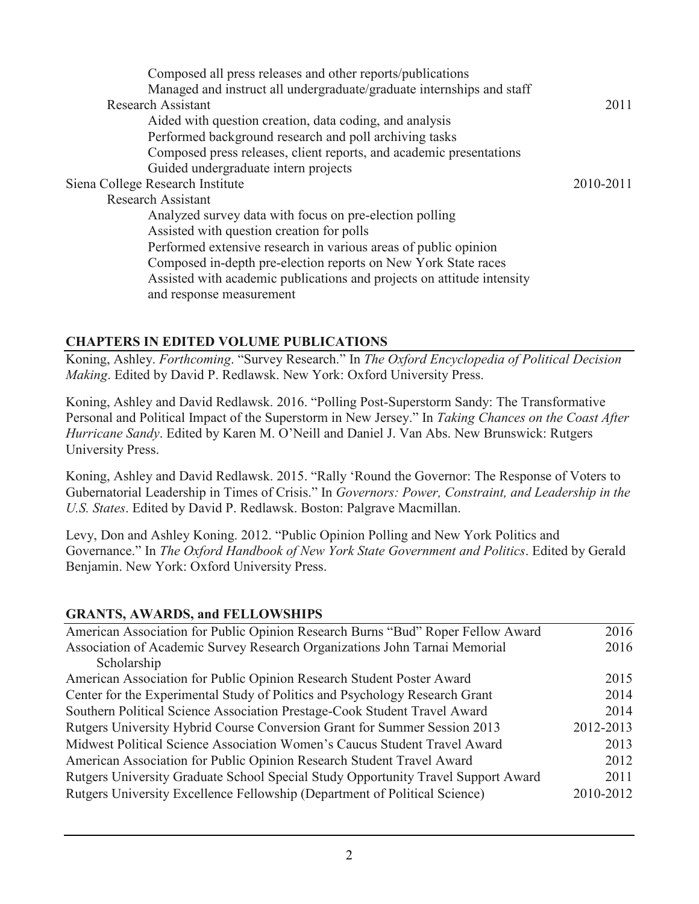Composed all press releases and other reports/publications
Managed and instruct all undergraduate/graduate internships and staff

Research Assistant — 2011

- Aided with question creation, data coding, and analysis
- Performed background research and poll archiving tasks
- Composed press releases, client reports, and academic presentations
- Guided undergraduate intern projects

Siena College Research Institute — 2010-2011

Research Assistant

- Analyzed survey data with focus on pre-election polling
- Assisted with question creation for polls
- Performed extensive research in various areas of public opinion
- Composed in-depth pre-election reports on New York State races
- Assisted with academic publications and projects on attitude intensity and response measurement

## CHAPTERS IN EDITED VOLUME PUBLICATIONS

Koning, Ashley. *Forthcoming*. "Survey Research." In *The Oxford Encyclopedia of Political Decision Making*. Edited by David P. Redlawsk. New York: Oxford University Press.

Koning, Ashley and David Redlawsk. 2016. "Polling Post-Superstorm Sandy: The Transformative Personal and Political Impact of the Superstorm in New Jersey." In *Taking Chances on the Coast After Hurricane Sandy*. Edited by Karen M. O'Neill and Daniel J. Van Abs. New Brunswick: Rutgers University Press.

Koning, Ashley and David Redlawsk. 2015. "Rally 'Round the Governor: The Response of Voters to Gubernatorial Leadership in Times of Crisis." In *Governors: Power, Constraint, and Leadership in the U.S. States*. Edited by David P. Redlawsk. Boston: Palgrave Macmillan.

Levy, Don and Ashley Koning. 2012. "Public Opinion Polling and New York Politics and Governance." In *The Oxford Handbook of New York State Government and Politics*. Edited by Gerald Benjamin. New York: Oxford University Press.

## GRANTS, AWARDS, and FELLOWSHIPS

| | |
|---|---|
| American Association for Public Opinion Research Burns "Bud" Roper Fellow Award | 2016 |
| Association of Academic Survey Research Organizations John Tarnai Memorial Scholarship | 2016 |
| American Association for Public Opinion Research Student Poster Award | 2015 |
| Center for the Experimental Study of Politics and Psychology Research Grant | 2014 |
| Southern Political Science Association Prestage-Cook Student Travel Award | 2014 |
| Rutgers University Hybrid Course Conversion Grant for Summer Session 2013 | 2012-2013 |
| Midwest Political Science Association Women's Caucus Student Travel Award | 2013 |
| American Association for Public Opinion Research Student Travel Award | 2012 |
| Rutgers University Graduate School Special Study Opportunity Travel Support Award | 2011 |
| Rutgers University Excellence Fellowship (Department of Political Science) | 2010-2012 |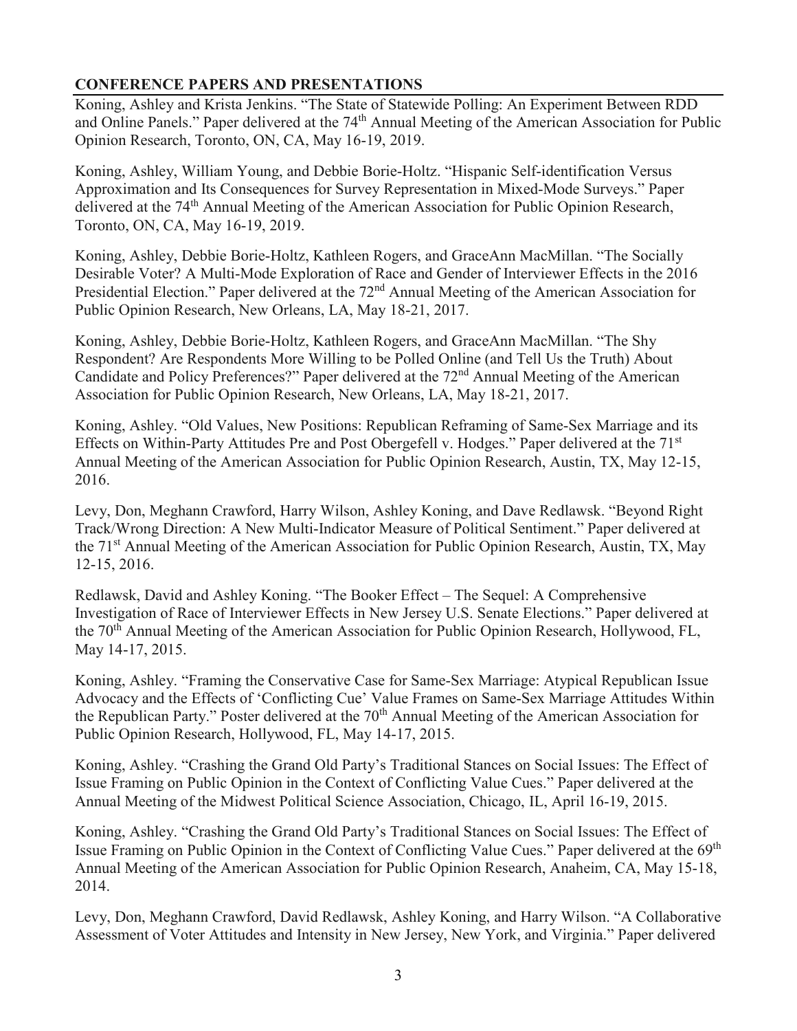## CONFERENCE PAPERS AND PRESENTATIONS

Koning, Ashley and Krista Jenkins. "The State of Statewide Polling: An Experiment Between RDD and Online Panels." Paper delivered at the 74th Annual Meeting of the American Association for Public Opinion Research, Toronto, ON, CA, May 16-19, 2019.

Koning, Ashley, William Young, and Debbie Borie-Holtz. "Hispanic Self-identification Versus Approximation and Its Consequences for Survey Representation in Mixed-Mode Surveys." Paper delivered at the 74th Annual Meeting of the American Association for Public Opinion Research, Toronto, ON, CA, May 16-19, 2019.

Koning, Ashley, Debbie Borie-Holtz, Kathleen Rogers, and GraceAnn MacMillan. "The Socially Desirable Voter? A Multi-Mode Exploration of Race and Gender of Interviewer Effects in the 2016 Presidential Election." Paper delivered at the 72nd Annual Meeting of the American Association for Public Opinion Research, New Orleans, LA, May 18-21, 2017.

Koning, Ashley, Debbie Borie-Holtz, Kathleen Rogers, and GraceAnn MacMillan. "The Shy Respondent? Are Respondents More Willing to be Polled Online (and Tell Us the Truth) About Candidate and Policy Preferences?" Paper delivered at the 72nd Annual Meeting of the American Association for Public Opinion Research, New Orleans, LA, May 18-21, 2017.

Koning, Ashley. "Old Values, New Positions: Republican Reframing of Same-Sex Marriage and its Effects on Within-Party Attitudes Pre and Post Obergefell v. Hodges." Paper delivered at the 71st Annual Meeting of the American Association for Public Opinion Research, Austin, TX, May 12-15, 2016.

Levy, Don, Meghann Crawford, Harry Wilson, Ashley Koning, and Dave Redlawsk. "Beyond Right Track/Wrong Direction: A New Multi-Indicator Measure of Political Sentiment." Paper delivered at the 71st Annual Meeting of the American Association for Public Opinion Research, Austin, TX, May 12-15, 2016.

Redlawsk, David and Ashley Koning. "The Booker Effect – The Sequel: A Comprehensive Investigation of Race of Interviewer Effects in New Jersey U.S. Senate Elections." Paper delivered at the 70th Annual Meeting of the American Association for Public Opinion Research, Hollywood, FL, May 14-17, 2015.

Koning, Ashley. "Framing the Conservative Case for Same-Sex Marriage: Atypical Republican Issue Advocacy and the Effects of 'Conflicting Cue' Value Frames on Same-Sex Marriage Attitudes Within the Republican Party." Poster delivered at the 70th Annual Meeting of the American Association for Public Opinion Research, Hollywood, FL, May 14-17, 2015.

Koning, Ashley. "Crashing the Grand Old Party's Traditional Stances on Social Issues: The Effect of Issue Framing on Public Opinion in the Context of Conflicting Value Cues." Paper delivered at the Annual Meeting of the Midwest Political Science Association, Chicago, IL, April 16-19, 2015.

Koning, Ashley. "Crashing the Grand Old Party's Traditional Stances on Social Issues: The Effect of Issue Framing on Public Opinion in the Context of Conflicting Value Cues." Paper delivered at the 69th Annual Meeting of the American Association for Public Opinion Research, Anaheim, CA, May 15-18, 2014.

Levy, Don, Meghann Crawford, David Redlawsk, Ashley Koning, and Harry Wilson. "A Collaborative Assessment of Voter Attitudes and Intensity in New Jersey, New York, and Virginia." Paper delivered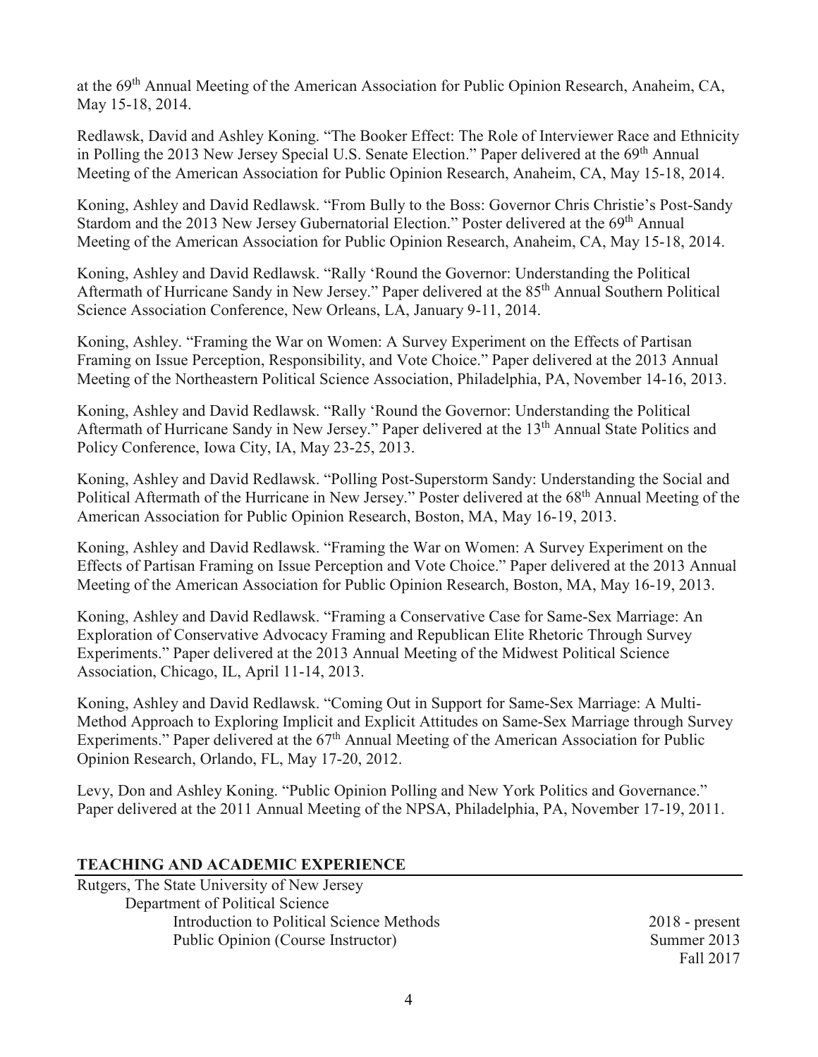at the 69th Annual Meeting of the American Association for Public Opinion Research, Anaheim, CA, May 15-18, 2014.

Redlawsk, David and Ashley Koning. "The Booker Effect: The Role of Interviewer Race and Ethnicity in Polling the 2013 New Jersey Special U.S. Senate Election." Paper delivered at the 69th Annual Meeting of the American Association for Public Opinion Research, Anaheim, CA, May 15-18, 2014.

Koning, Ashley and David Redlawsk. "From Bully to the Boss: Governor Chris Christie's Post-Sandy Stardom and the 2013 New Jersey Gubernatorial Election." Poster delivered at the 69th Annual Meeting of the American Association for Public Opinion Research, Anaheim, CA, May 15-18, 2014.

Koning, Ashley and David Redlawsk. "Rally 'Round the Governor: Understanding the Political Aftermath of Hurricane Sandy in New Jersey." Paper delivered at the 85th Annual Southern Political Science Association Conference, New Orleans, LA, January 9-11, 2014.

Koning, Ashley. "Framing the War on Women: A Survey Experiment on the Effects of Partisan Framing on Issue Perception, Responsibility, and Vote Choice." Paper delivered at the 2013 Annual Meeting of the Northeastern Political Science Association, Philadelphia, PA, November 14-16, 2013.

Koning, Ashley and David Redlawsk. "Rally 'Round the Governor: Understanding the Political Aftermath of Hurricane Sandy in New Jersey." Paper delivered at the 13th Annual State Politics and Policy Conference, Iowa City, IA, May 23-25, 2013.

Koning, Ashley and David Redlawsk. "Polling Post-Superstorm Sandy: Understanding the Social and Political Aftermath of the Hurricane in New Jersey." Poster delivered at the 68th Annual Meeting of the American Association for Public Opinion Research, Boston, MA, May 16-19, 2013.

Koning, Ashley and David Redlawsk. "Framing the War on Women: A Survey Experiment on the Effects of Partisan Framing on Issue Perception and Vote Choice." Paper delivered at the 2013 Annual Meeting of the American Association for Public Opinion Research, Boston, MA, May 16-19, 2013.

Koning, Ashley and David Redlawsk. "Framing a Conservative Case for Same-Sex Marriage: An Exploration of Conservative Advocacy Framing and Republican Elite Rhetoric Through Survey Experiments." Paper delivered at the 2013 Annual Meeting of the Midwest Political Science Association, Chicago, IL, April 11-14, 2013.

Koning, Ashley and David Redlawsk. "Coming Out in Support for Same-Sex Marriage: A Multi-Method Approach to Exploring Implicit and Explicit Attitudes on Same-Sex Marriage through Survey Experiments." Paper delivered at the 67th Annual Meeting of the American Association for Public Opinion Research, Orlando, FL, May 17-20, 2012.

Levy, Don and Ashley Koning. "Public Opinion Polling and New York Politics and Governance." Paper delivered at the 2011 Annual Meeting of the NPSA, Philadelphia, PA, November 17-19, 2011.

## TEACHING AND ACADEMIC EXPERIENCE

Rutgers, The State University of New Jersey

Department of Political Science

- Introduction to Political Science Methods — 2018 - present
- Public Opinion (Course Instructor) — Summer 2013, Fall 2017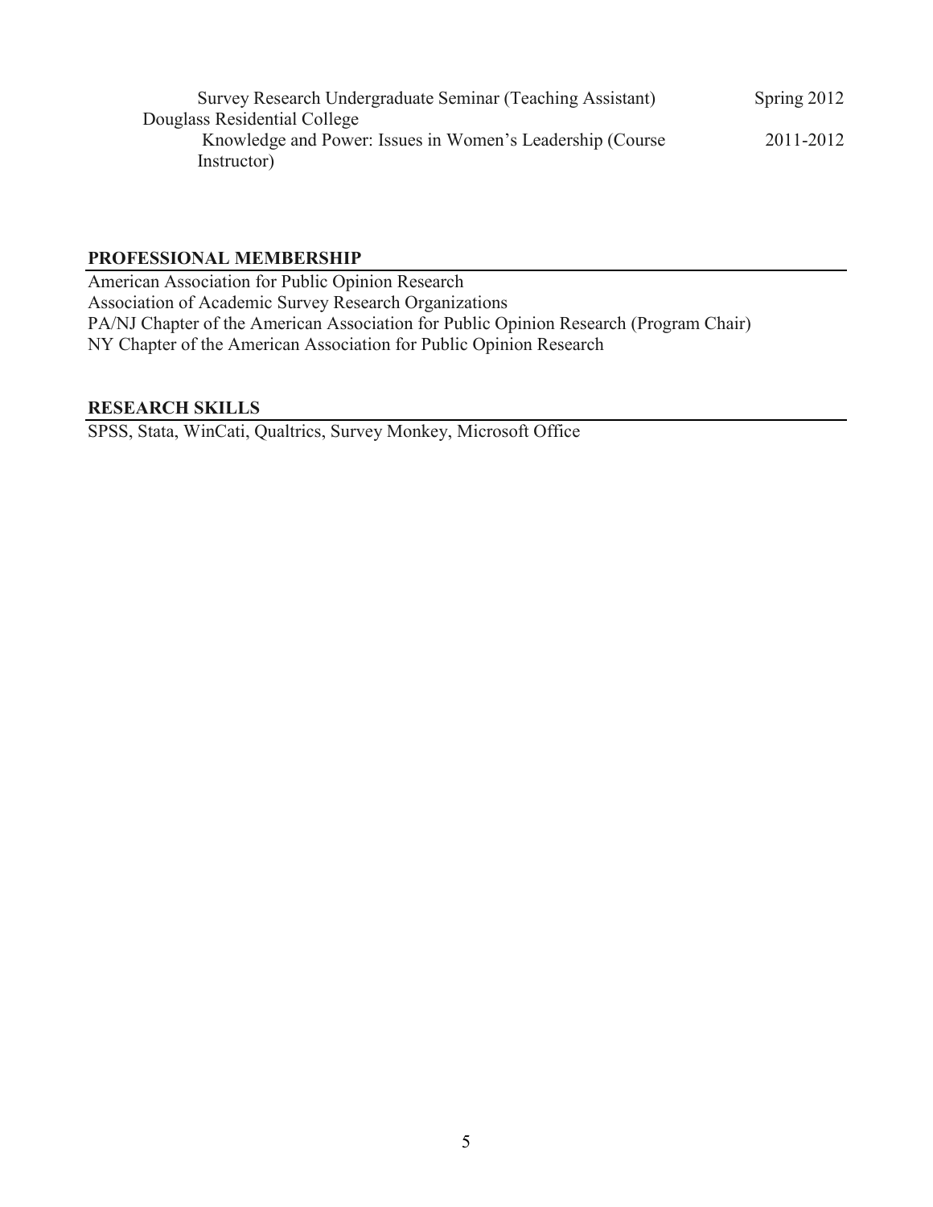Survey Research Undergraduate Seminar (Teaching Assistant) Spring 2012

Douglass Residential College

Knowledge and Power: Issues in Women's Leadership (Course Instructor) 2011-2012

## PROFESSIONAL MEMBERSHIP

American Association for Public Opinion Research

Association of Academic Survey Research Organizations

PA/NJ Chapter of the American Association for Public Opinion Research (Program Chair)

NY Chapter of the American Association for Public Opinion Research

## RESEARCH SKILLS

SPSS, Stata, WinCati, Qualtrics, Survey Monkey, Microsoft Office